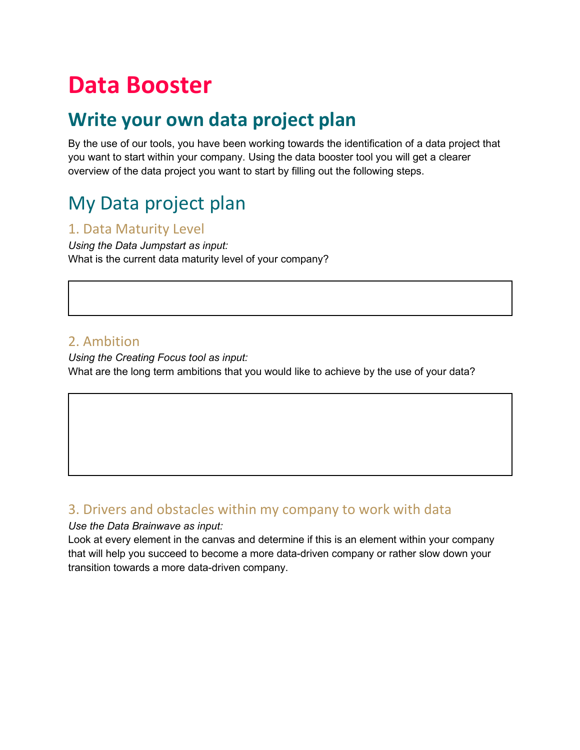# Data Booster

## Write your own data project plan

By the use of our tools, you have been working towards the identification of a data project that you want to start within your company. Using the data booster tool you will get a clearer overview of the data project you want to start by filling out the following steps.

## My Data project plan

### 1. Data Maturity Level

*Using the Data Jumpstart as input:*
What is the current data maturity level of your company?

### 2. Ambition

*Using the Creating Focus tool as input:*
What are the long term ambitions that you would like to achieve by the use of your data?

### 3. Drivers and obstacles within my company to work with data

*Use the Data Brainwave as input:*
Look at every element in the canvas and determine if this is an element within your company that will help you succeed to become a more data-driven company or rather slow down your transition towards a more data-driven company.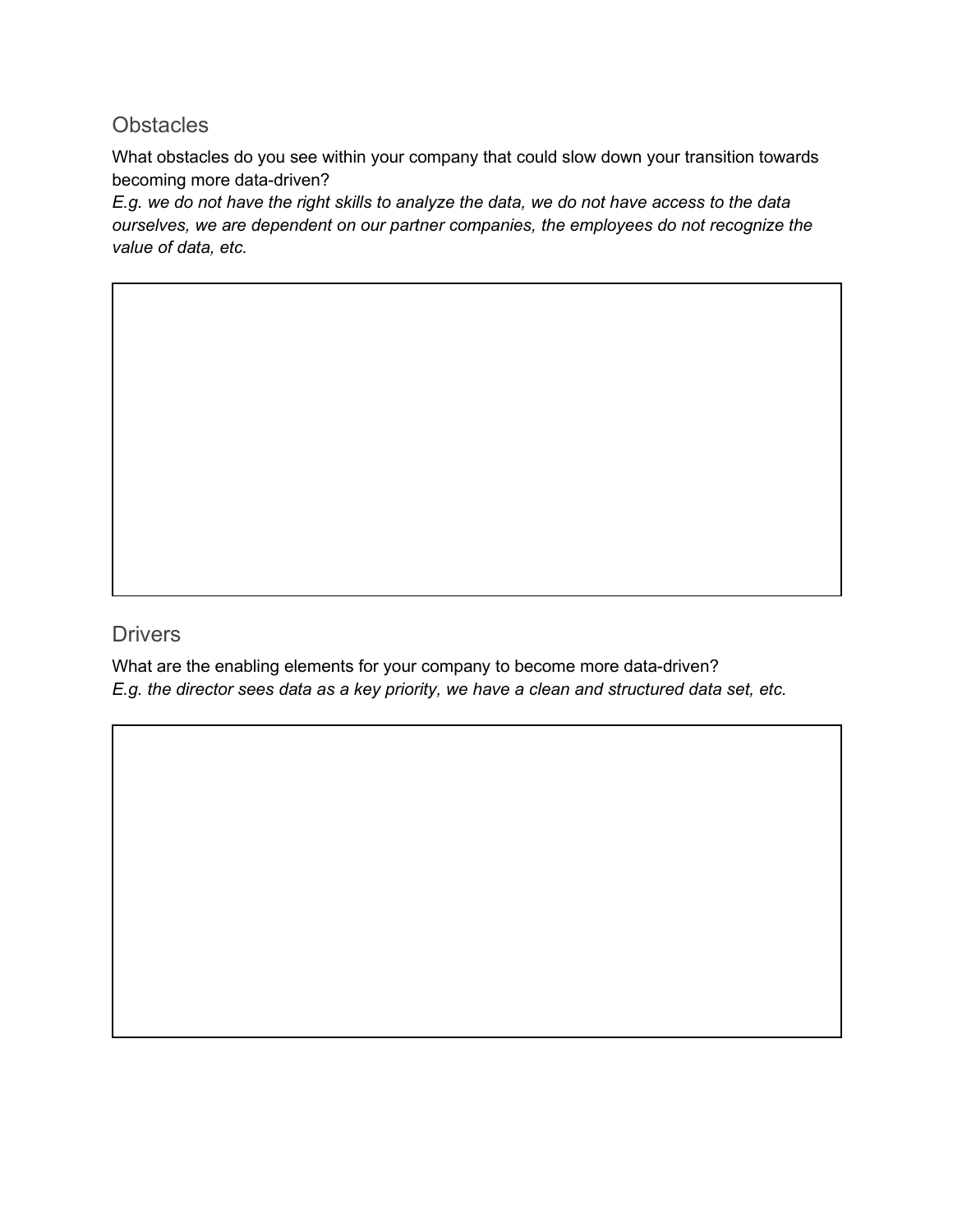## Obstacles

What obstacles do you see within your company that could slow down your transition towards becoming more data-driven?
*E.g. we do not have the right skills to analyze the data, we do not have access to the data ourselves, we are dependent on our partner companies, the employees do not recognize the value of data, etc.*

## Drivers

What are the enabling elements for your company to become more data-driven?
*E.g. the director sees data as a key priority, we have a clean and structured data set, etc.*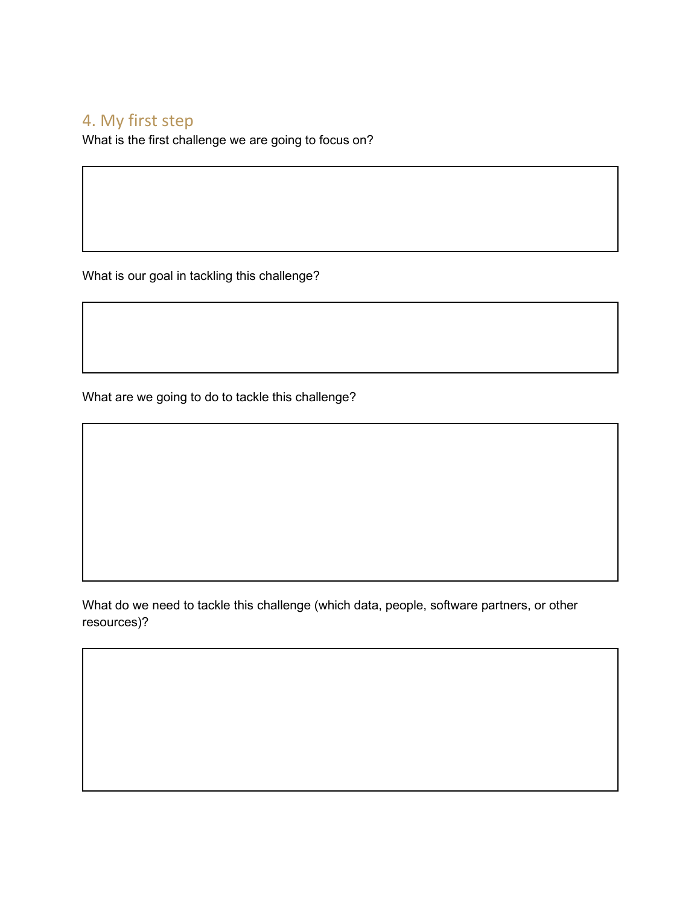## 4. My first step

What is the first challenge we are going to focus on?

What is our goal in tackling this challenge?

What are we going to do to tackle this challenge?

What do we need to tackle this challenge (which data, people, software partners, or other resources)?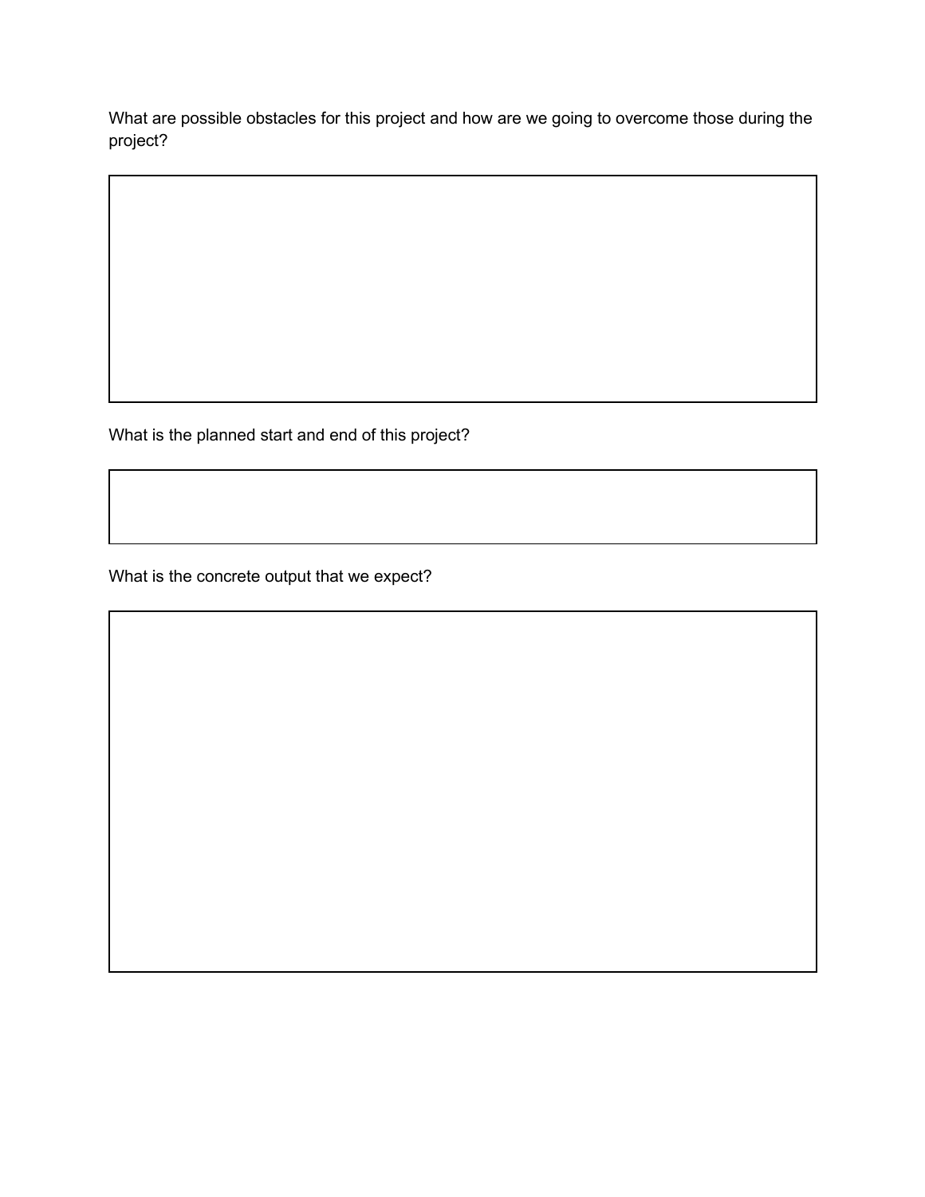What are possible obstacles for this project and how are we going to overcome those during the project?

What is the planned start and end of this project?

What is the concrete output that we expect?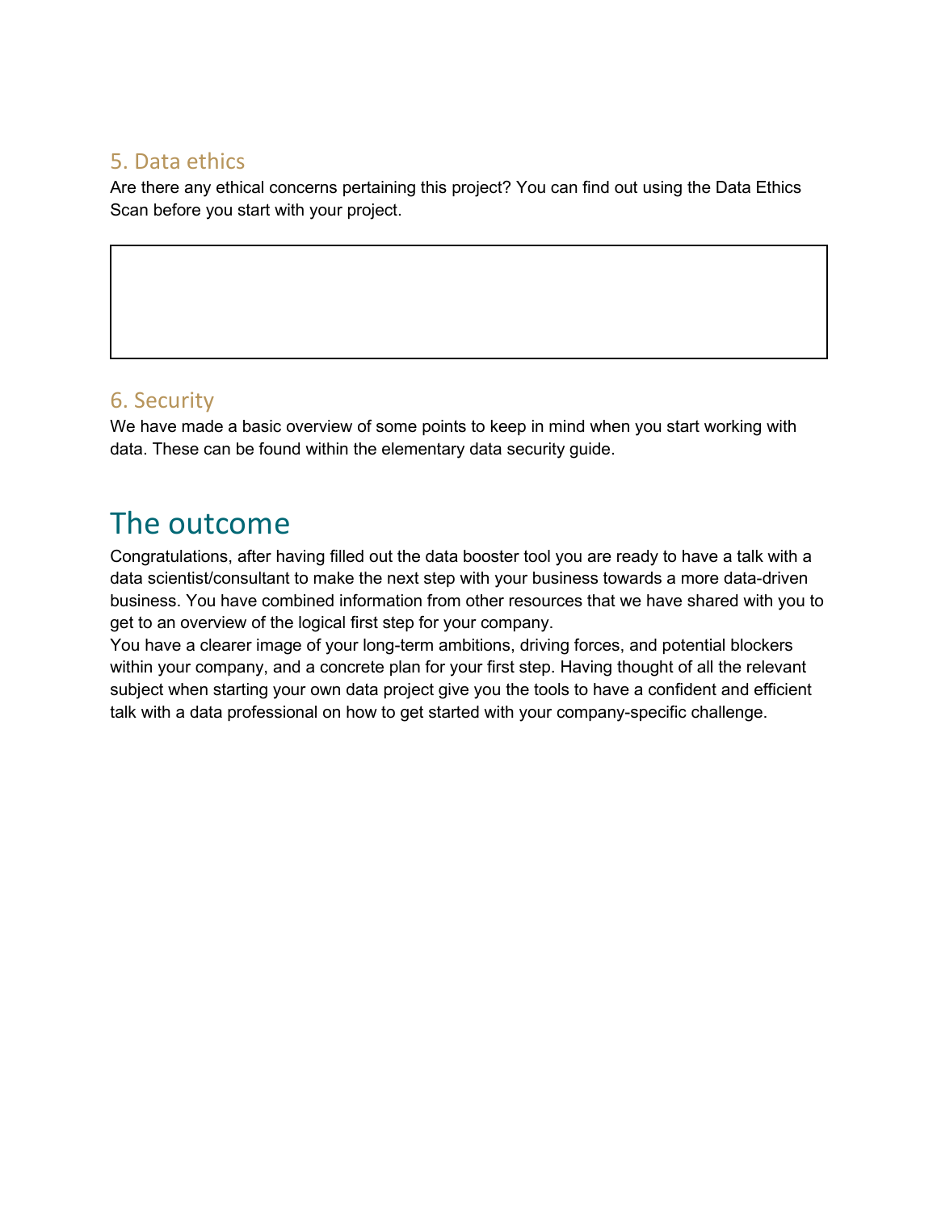### 5. Data ethics

Are there any ethical concerns pertaining this project? You can find out using the Data Ethics Scan before you start with your project.

| |
|---|
| |

### 6. Security

We have made a basic overview of some points to keep in mind when you start working with data. These can be found within the elementary data security guide.

## The outcome

Congratulations, after having filled out the data booster tool you are ready to have a talk with a data scientist/consultant to make the next step with your business towards a more data-driven business. You have combined information from other resources that we have shared with you to get to an overview of the logical first step for your company.

You have a clearer image of your long-term ambitions, driving forces, and potential blockers within your company, and a concrete plan for your first step. Having thought of all the relevant subject when starting your own data project give you the tools to have a confident and efficient talk with a data professional on how to get started with your company-specific challenge.